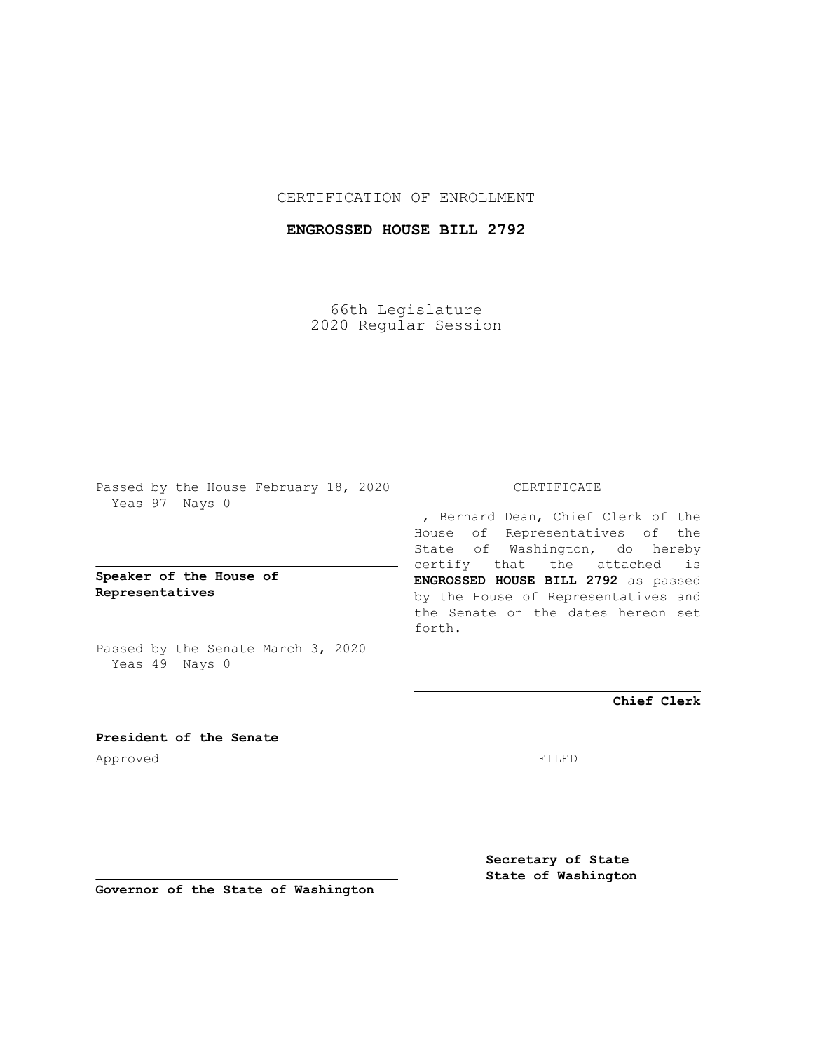CERTIFICATION OF ENROLLMENT

**ENGROSSED HOUSE BILL 2792**

66th Legislature
2020 Regular Session

Passed by the House February 18, 2020
Yeas 97 Nays 0

**Speaker of the House of Representatives**

Passed by the Senate March 3, 2020
Yeas 49 Nays 0

**President of the Senate**

Approved

**Governor of the State of Washington**

CERTIFICATE

I, Bernard Dean, Chief Clerk of the House of Representatives of the State of Washington, do hereby certify that the attached is **ENGROSSED HOUSE BILL 2792** as passed by the House of Representatives and the Senate on the dates hereon set forth.

**Chief Clerk**

FILED

**Secretary of State**
**State of Washington**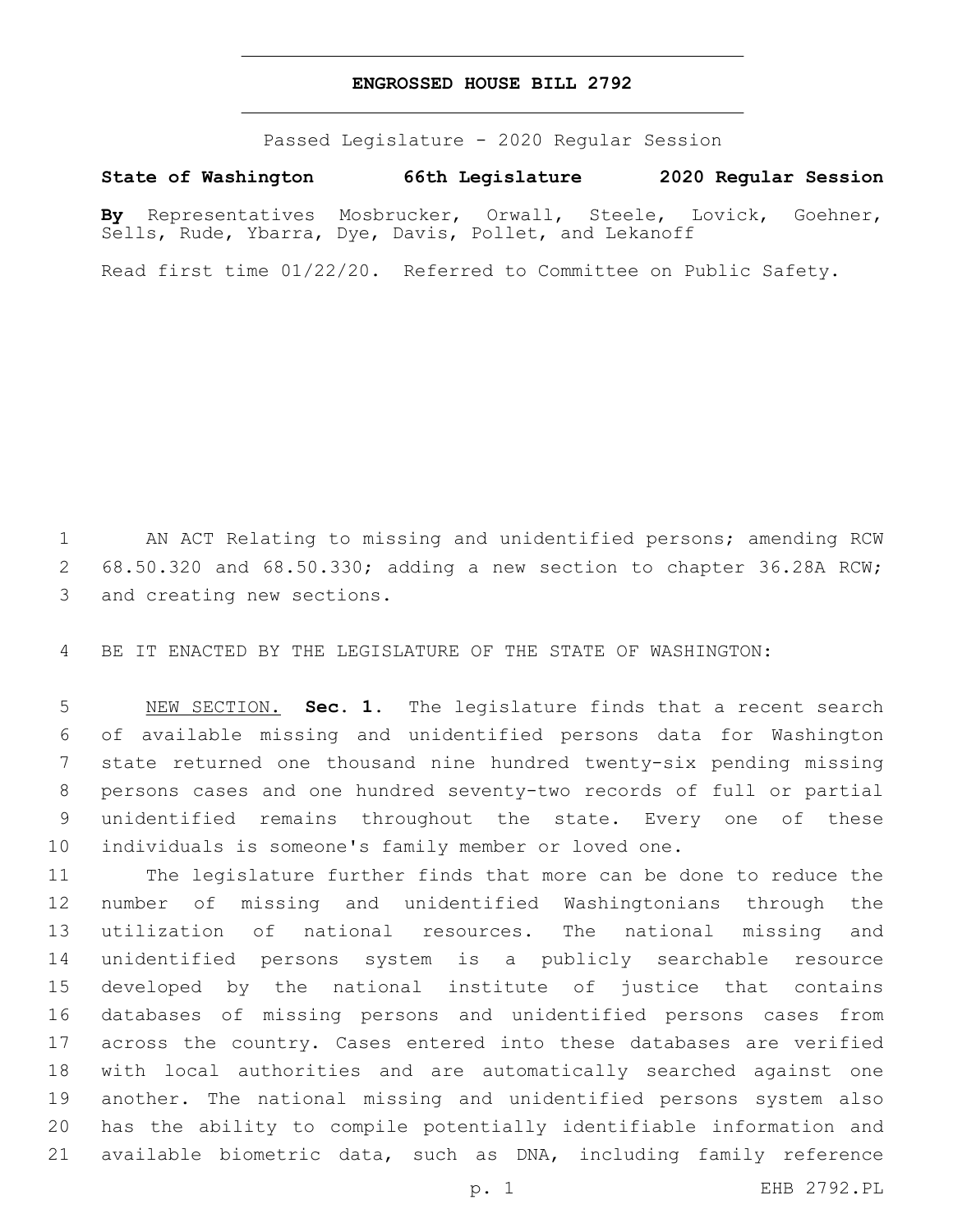# ENGROSSED HOUSE BILL 2792

Passed Legislature - 2020 Regular Session

**State of Washington 66th Legislature 2020 Regular Session**

**By** Representatives Mosbrucker, Orwall, Steele, Lovick, Goehner, Sells, Rude, Ybarra, Dye, Davis, Pollet, and Lekanoff

Read first time 01/22/20. Referred to Committee on Public Safety.

AN ACT Relating to missing and unidentified persons; amending RCW 68.50.320 and 68.50.330; adding a new section to chapter 36.28A RCW; and creating new sections.

BE IT ENACTED BY THE LEGISLATURE OF THE STATE OF WASHINGTON:

NEW SECTION. **Sec. 1.** The legislature finds that a recent search of available missing and unidentified persons data for Washington state returned one thousand nine hundred twenty-six pending missing persons cases and one hundred seventy-two records of full or partial unidentified remains throughout the state. Every one of these individuals is someone's family member or loved one.

The legislature further finds that more can be done to reduce the number of missing and unidentified Washingtonians through the utilization of national resources. The national missing and unidentified persons system is a publicly searchable resource developed by the national institute of justice that contains databases of missing persons and unidentified persons cases from across the country. Cases entered into these databases are verified with local authorities and are automatically searched against one another. The national missing and unidentified persons system also has the ability to compile potentially identifiable information and available biometric data, such as DNA, including family reference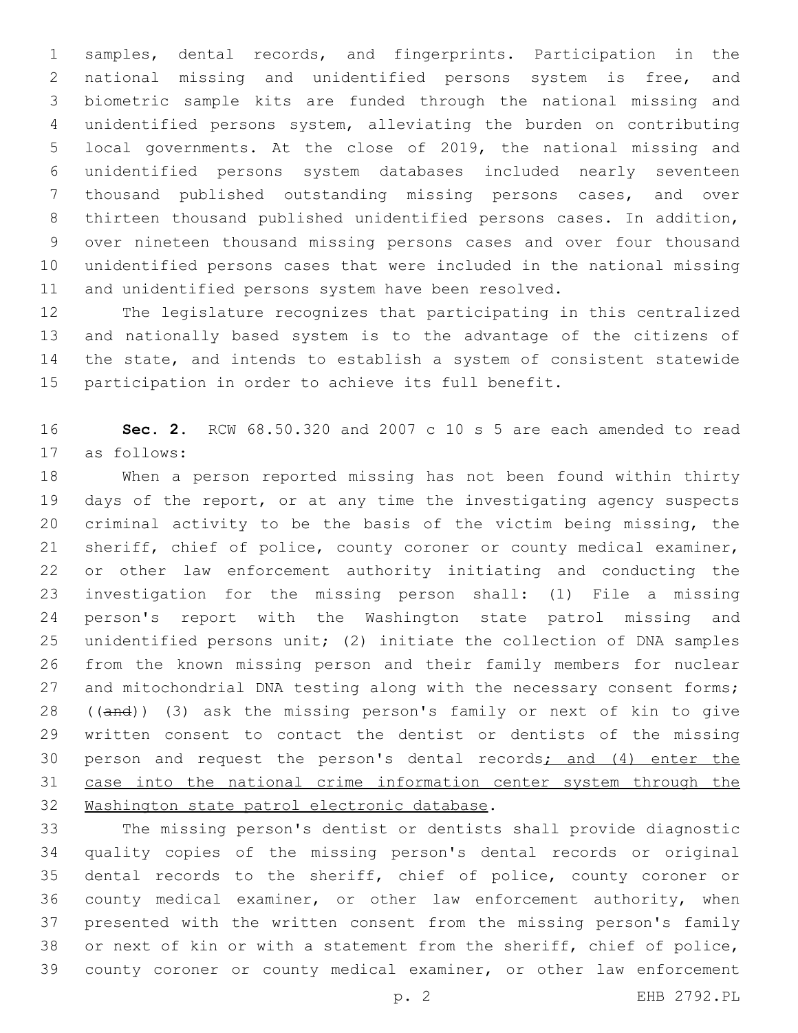samples, dental records, and fingerprints. Participation in the national missing and unidentified persons system is free, and biometric sample kits are funded through the national missing and unidentified persons system, alleviating the burden on contributing local governments. At the close of 2019, the national missing and unidentified persons system databases included nearly seventeen thousand published outstanding missing persons cases, and over thirteen thousand published unidentified persons cases. In addition, over nineteen thousand missing persons cases and over four thousand unidentified persons cases that were included in the national missing and unidentified persons system have been resolved.

The legislature recognizes that participating in this centralized and nationally based system is to the advantage of the citizens of the state, and intends to establish a system of consistent statewide participation in order to achieve its full benefit.

**Sec. 2.** RCW 68.50.320 and 2007 c 10 s 5 are each amended to read as follows:

When a person reported missing has not been found within thirty days of the report, or at any time the investigating agency suspects criminal activity to be the basis of the victim being missing, the sheriff, chief of police, county coroner or county medical examiner, or other law enforcement authority initiating and conducting the investigation for the missing person shall: (1) File a missing person's report with the Washington state patrol missing and unidentified persons unit; (2) initiate the collection of DNA samples from the known missing person and their family members for nuclear and mitochondrial DNA testing along with the necessary consent forms; ((~~and~~)) (3) ask the missing person's family or next of kin to give written consent to contact the dentist or dentists of the missing person and request the person's dental records<u>; and (4) enter the case into the national crime information center system through the Washington state patrol electronic database</u>.

The missing person's dentist or dentists shall provide diagnostic quality copies of the missing person's dental records or original dental records to the sheriff, chief of police, county coroner or county medical examiner, or other law enforcement authority, when presented with the written consent from the missing person's family or next of kin or with a statement from the sheriff, chief of police, county coroner or county medical examiner, or other law enforcement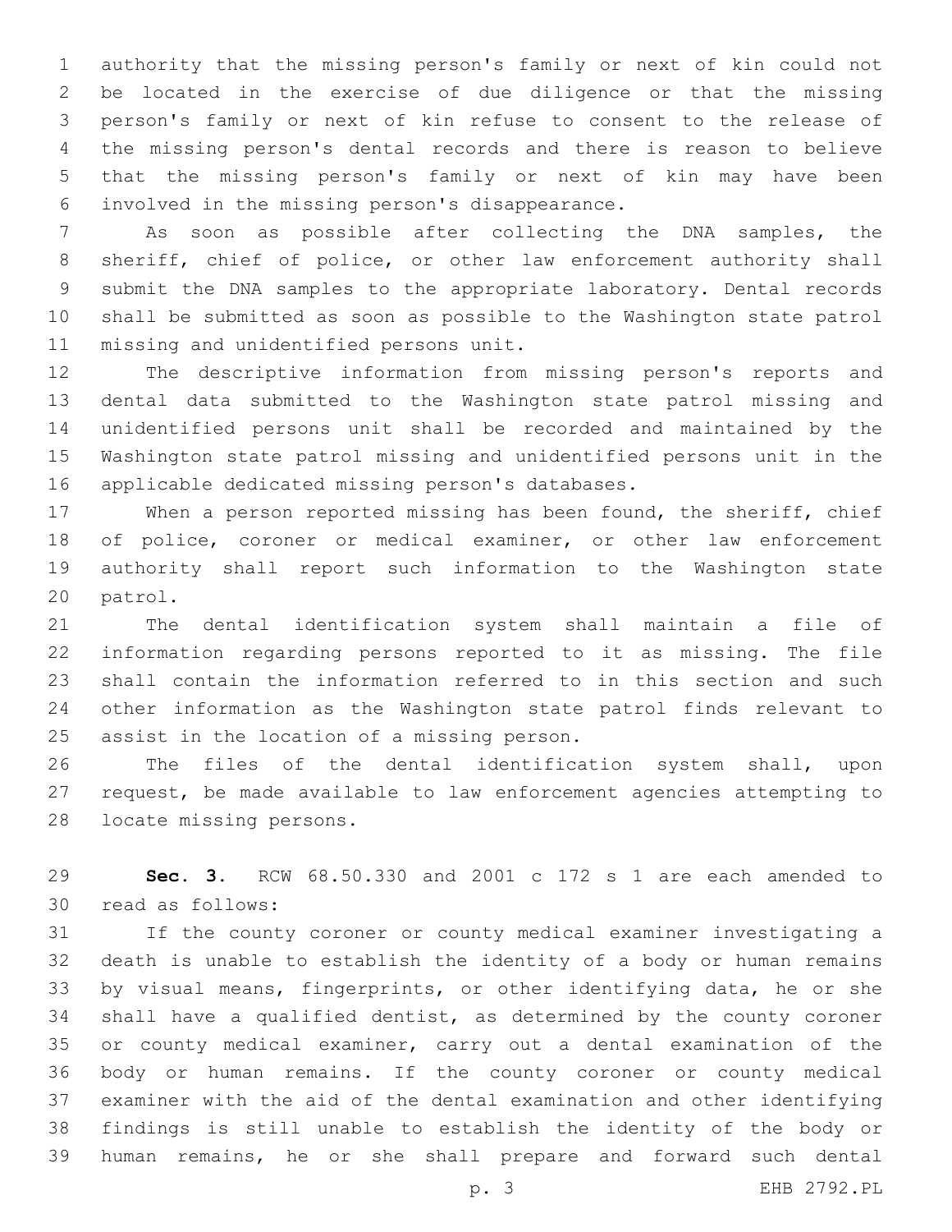authority that the missing person's family or next of kin could not be located in the exercise of due diligence or that the missing person's family or next of kin refuse to consent to the release of the missing person's dental records and there is reason to believe that the missing person's family or next of kin may have been involved in the missing person's disappearance.

As soon as possible after collecting the DNA samples, the sheriff, chief of police, or other law enforcement authority shall submit the DNA samples to the appropriate laboratory. Dental records shall be submitted as soon as possible to the Washington state patrol missing and unidentified persons unit.

The descriptive information from missing person's reports and dental data submitted to the Washington state patrol missing and unidentified persons unit shall be recorded and maintained by the Washington state patrol missing and unidentified persons unit in the applicable dedicated missing person's databases.

When a person reported missing has been found, the sheriff, chief of police, coroner or medical examiner, or other law enforcement authority shall report such information to the Washington state patrol.

The dental identification system shall maintain a file of information regarding persons reported to it as missing. The file shall contain the information referred to in this section and such other information as the Washington state patrol finds relevant to assist in the location of a missing person.

The files of the dental identification system shall, upon request, be made available to law enforcement agencies attempting to locate missing persons.

**Sec. 3.** RCW 68.50.330 and 2001 c 172 s 1 are each amended to read as follows:

If the county coroner or county medical examiner investigating a death is unable to establish the identity of a body or human remains by visual means, fingerprints, or other identifying data, he or she shall have a qualified dentist, as determined by the county coroner or county medical examiner, carry out a dental examination of the body or human remains. If the county coroner or county medical examiner with the aid of the dental examination and other identifying findings is still unable to establish the identity of the body or human remains, he or she shall prepare and forward such dental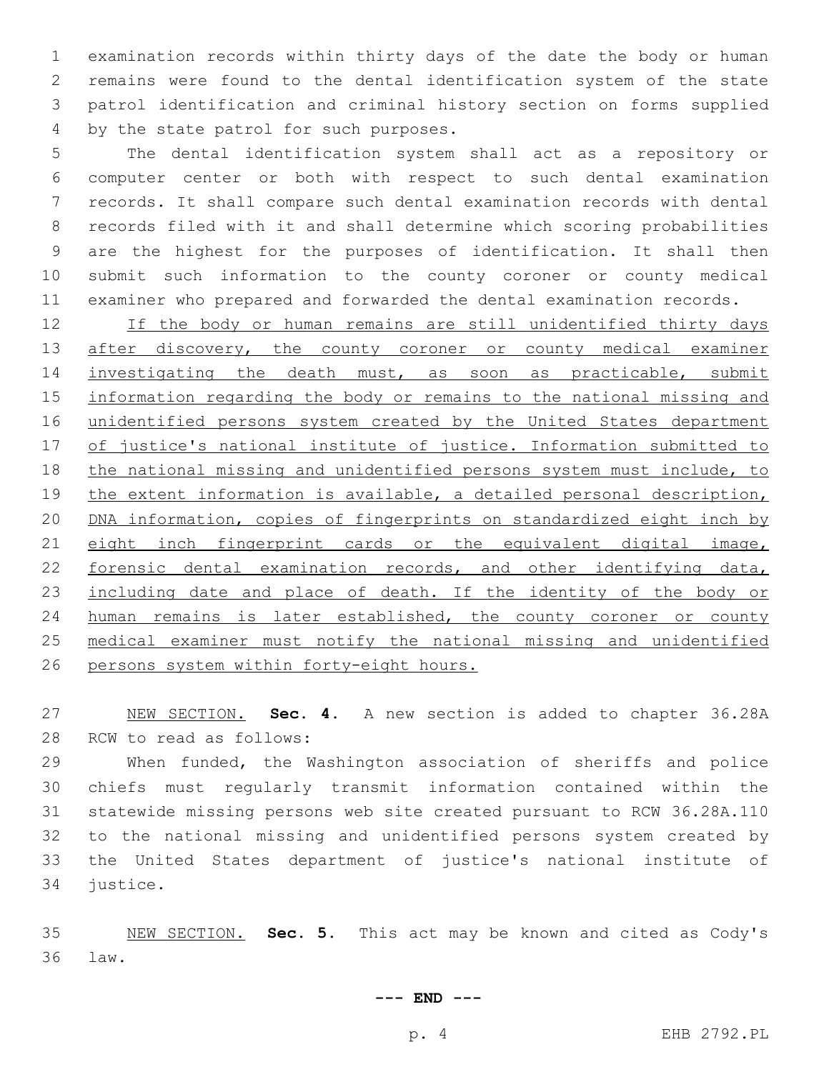examination records within thirty days of the date the body or human remains were found to the dental identification system of the state patrol identification and criminal history section on forms supplied by the state patrol for such purposes.

The dental identification system shall act as a repository or computer center or both with respect to such dental examination records. It shall compare such dental examination records with dental records filed with it and shall determine which scoring probabilities are the highest for the purposes of identification. It shall then submit such information to the county coroner or county medical examiner who prepared and forwarded the dental examination records.

If the body or human remains are still unidentified thirty days after discovery, the county coroner or county medical examiner investigating the death must, as soon as practicable, submit information regarding the body or remains to the national missing and unidentified persons system created by the United States department of justice's national institute of justice. Information submitted to the national missing and unidentified persons system must include, to the extent information is available, a detailed personal description, DNA information, copies of fingerprints on standardized eight inch by eight inch fingerprint cards or the equivalent digital image, forensic dental examination records, and other identifying data, including date and place of death. If the identity of the body or human remains is later established, the county coroner or county medical examiner must notify the national missing and unidentified persons system within forty-eight hours.

NEW SECTION. **Sec. 4.** A new section is added to chapter 36.28A RCW to read as follows:

When funded, the Washington association of sheriffs and police chiefs must regularly transmit information contained within the statewide missing persons web site created pursuant to RCW 36.28A.110 to the national missing and unidentified persons system created by the United States department of justice's national institute of justice.

NEW SECTION. **Sec. 5.** This act may be known and cited as Cody's law.

**--- END ---**